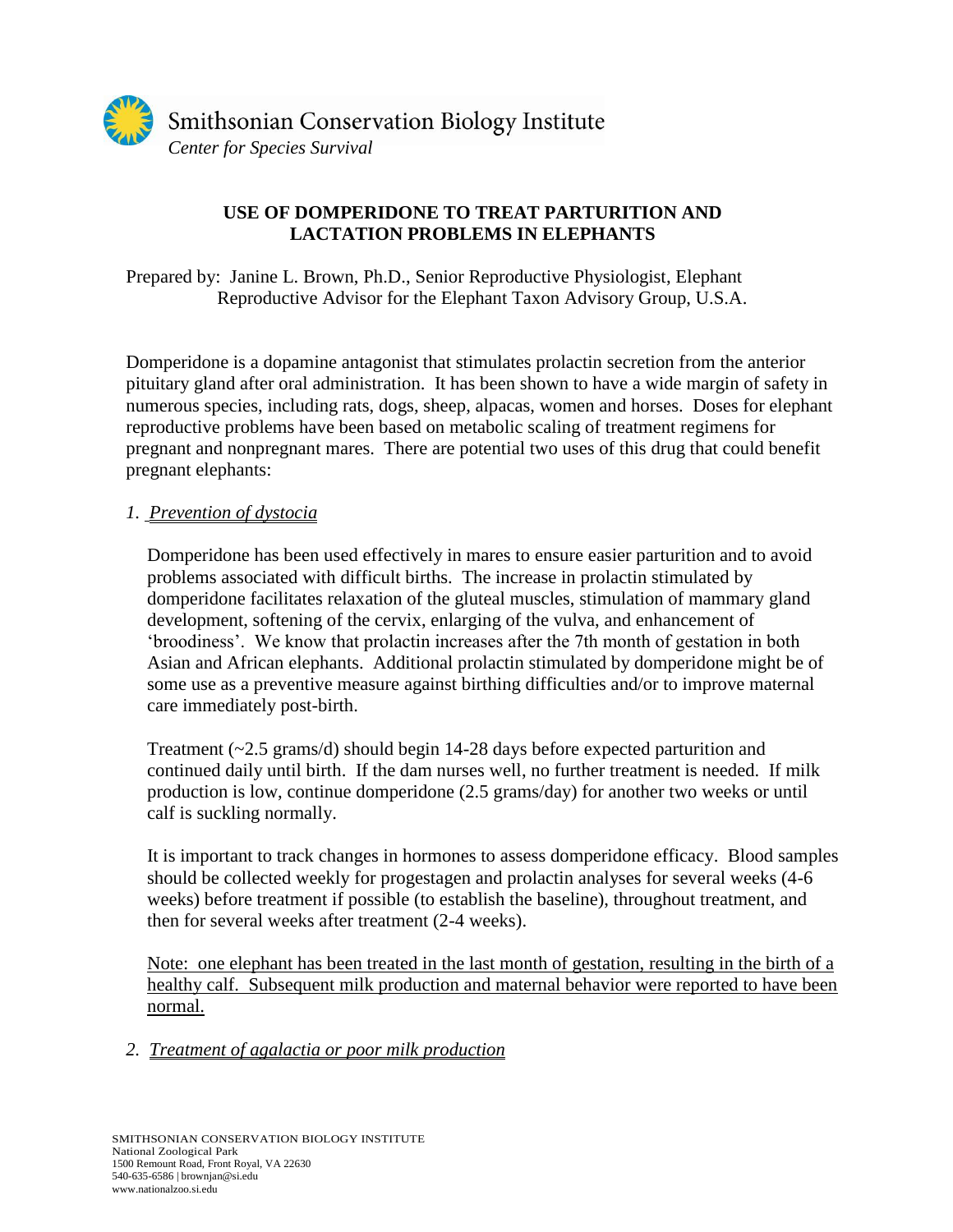Smithsonian Conservation Biology Institute
*Center for Species Survival*

# USE OF DOMPERIDONE TO TREAT PARTURITION AND LACTATION PROBLEMS IN ELEPHANTS

Prepared by: Janine L. Brown, Ph.D., Senior Reproductive Physiologist, Elephant Reproductive Advisor for the Elephant Taxon Advisory Group, U.S.A.

Domperidone is a dopamine antagonist that stimulates prolactin secretion from the anterior pituitary gland after oral administration. It has been shown to have a wide margin of safety in numerous species, including rats, dogs, sheep, alpacas, women and horses. Doses for elephant reproductive problems have been based on metabolic scaling of treatment regimens for pregnant and nonpregnant mares. There are potential two uses of this drug that could benefit pregnant elephants:

*1. Prevention of dystocia*

Domperidone has been used effectively in mares to ensure easier parturition and to avoid problems associated with difficult births. The increase in prolactin stimulated by domperidone facilitates relaxation of the gluteal muscles, stimulation of mammary gland development, softening of the cervix, enlarging of the vulva, and enhancement of 'broodiness'. We know that prolactin increases after the 7th month of gestation in both Asian and African elephants. Additional prolactin stimulated by domperidone might be of some use as a preventive measure against birthing difficulties and/or to improve maternal care immediately post-birth.

Treatment (~2.5 grams/d) should begin 14-28 days before expected parturition and continued daily until birth. If the dam nurses well, no further treatment is needed. If milk production is low, continue domperidone (2.5 grams/day) for another two weeks or until calf is suckling normally.

It is important to track changes in hormones to assess domperidone efficacy. Blood samples should be collected weekly for progestagen and prolactin analyses for several weeks (4-6 weeks) before treatment if possible (to establish the baseline), throughout treatment, and then for several weeks after treatment (2-4 weeks).

Note: one elephant has been treated in the last month of gestation, resulting in the birth of a healthy calf. Subsequent milk production and maternal behavior were reported to have been normal.

*2. Treatment of agalactia or poor milk production*

SMITHSONIAN CONSERVATION BIOLOGY INSTITUTE
National Zoological Park
1500 Remount Road, Front Royal, VA 22630
540-635-6586 | brownjan@si.edu
www.nationalzoo.si.edu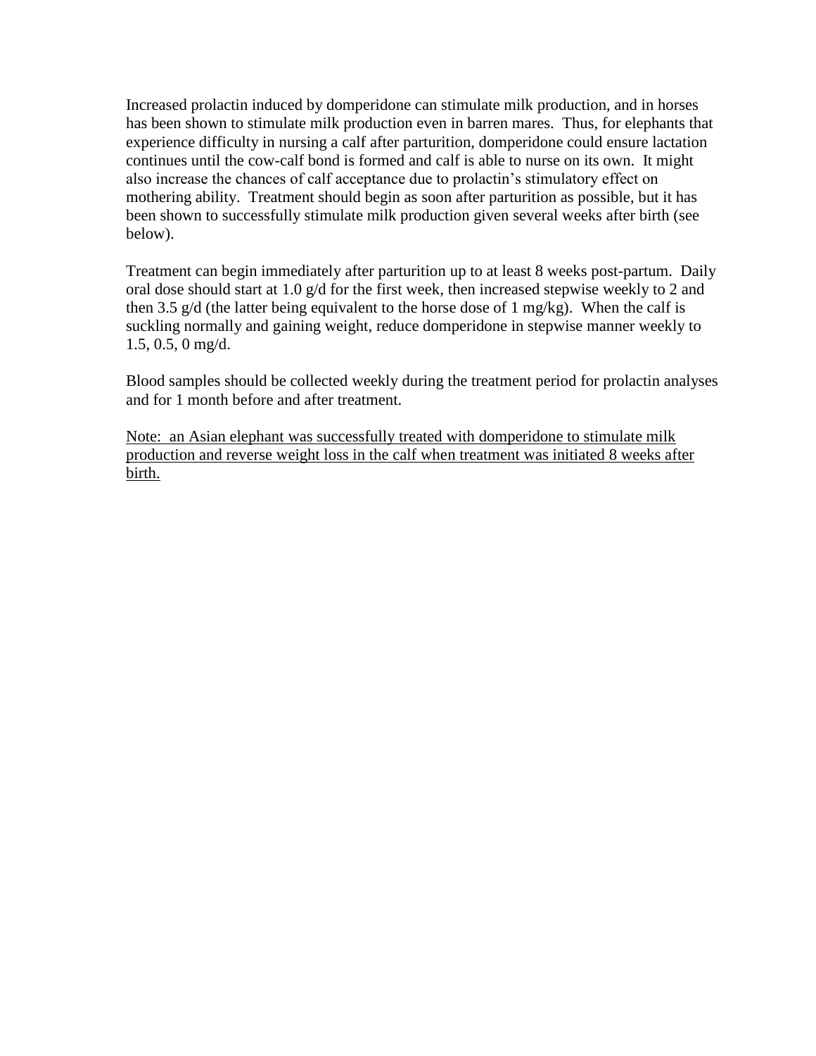Increased prolactin induced by domperidone can stimulate milk production, and in horses has been shown to stimulate milk production even in barren mares. Thus, for elephants that experience difficulty in nursing a calf after parturition, domperidone could ensure lactation continues until the cow-calf bond is formed and calf is able to nurse on its own. It might also increase the chances of calf acceptance due to prolactin's stimulatory effect on mothering ability. Treatment should begin as soon after parturition as possible, but it has been shown to successfully stimulate milk production given several weeks after birth (see below).

Treatment can begin immediately after parturition up to at least 8 weeks post-partum. Daily oral dose should start at 1.0 g/d for the first week, then increased stepwise weekly to 2 and then 3.5 g/d (the latter being equivalent to the horse dose of 1 mg/kg). When the calf is suckling normally and gaining weight, reduce domperidone in stepwise manner weekly to 1.5, 0.5, 0 mg/d.

Blood samples should be collected weekly during the treatment period for prolactin analyses and for 1 month before and after treatment.

<u>Note: an Asian elephant was successfully treated with domperidone to stimulate milk production and reverse weight loss in the calf when treatment was initiated 8 weeks after birth.</u>